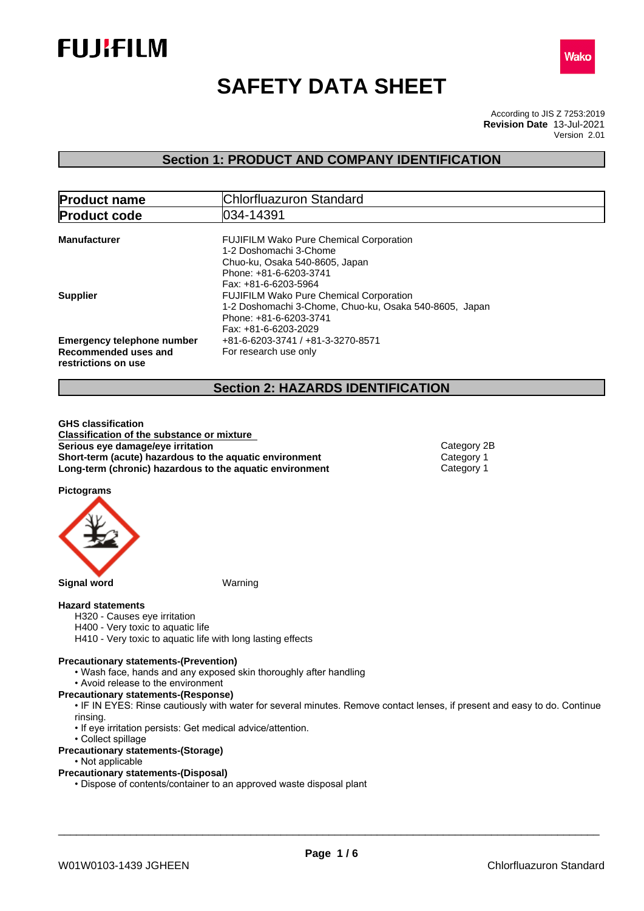# SAFETY DATA SHEET

According to JIS Z 7253:2019
**Revision Date** 13-Jul-2021
Version 2.01

## Section 1: PRODUCT AND COMPANY IDENTIFICATION

| | |
|---|---|
| **Product name** | Chlorfluazuron Standard |
| **Product code** | 034-14391 |

**Manufacturer**
FUJIFILM Wako Pure Chemical Corporation
1-2 Doshomachi 3-Chome
Chuo-ku, Osaka 540-8605, Japan
Phone: +81-6-6203-3741
Fax: +81-6-6203-5964

**Supplier**
FUJIFILM Wako Pure Chemical Corporation
1-2 Doshomachi 3-Chome, Chuo-ku, Osaka 540-8605, Japan
Phone: +81-6-6203-3741
Fax: +81-6-6203-2029

**Emergency telephone number** +81-6-6203-3741 / +81-3-3270-8571

**Recommended uses and restrictions on use** For research use only

## Section 2: HAZARDS IDENTIFICATION

**GHS classification**

**Classification of the substance or mixture**

| | |
|---|---|
| **Serious eye damage/eye irritation** | Category 2B |
| **Short-term (acute) hazardous to the aquatic environment** | Category 1 |
| **Long-term (chronic) hazardous to the aquatic environment** | Category 1 |

**Pictograms**

**Signal word** Warning

**Hazard statements**

H320 - Causes eye irritation
H400 - Very toxic to aquatic life
H410 - Very toxic to aquatic life with long lasting effects

**Precautionary statements-(Prevention)**

- Wash face, hands and any exposed skin thoroughly after handling
- Avoid release to the environment

**Precautionary statements-(Response)**

- IF IN EYES: Rinse cautiously with water for several minutes. Remove contact lenses, if present and easy to do. Continue rinsing.
- If eye irritation persists: Get medical advice/attention.
- Collect spillage

**Precautionary statements-(Storage)**

- Not applicable

**Precautionary statements-(Disposal)**

- Dispose of contents/container to an approved waste disposal plant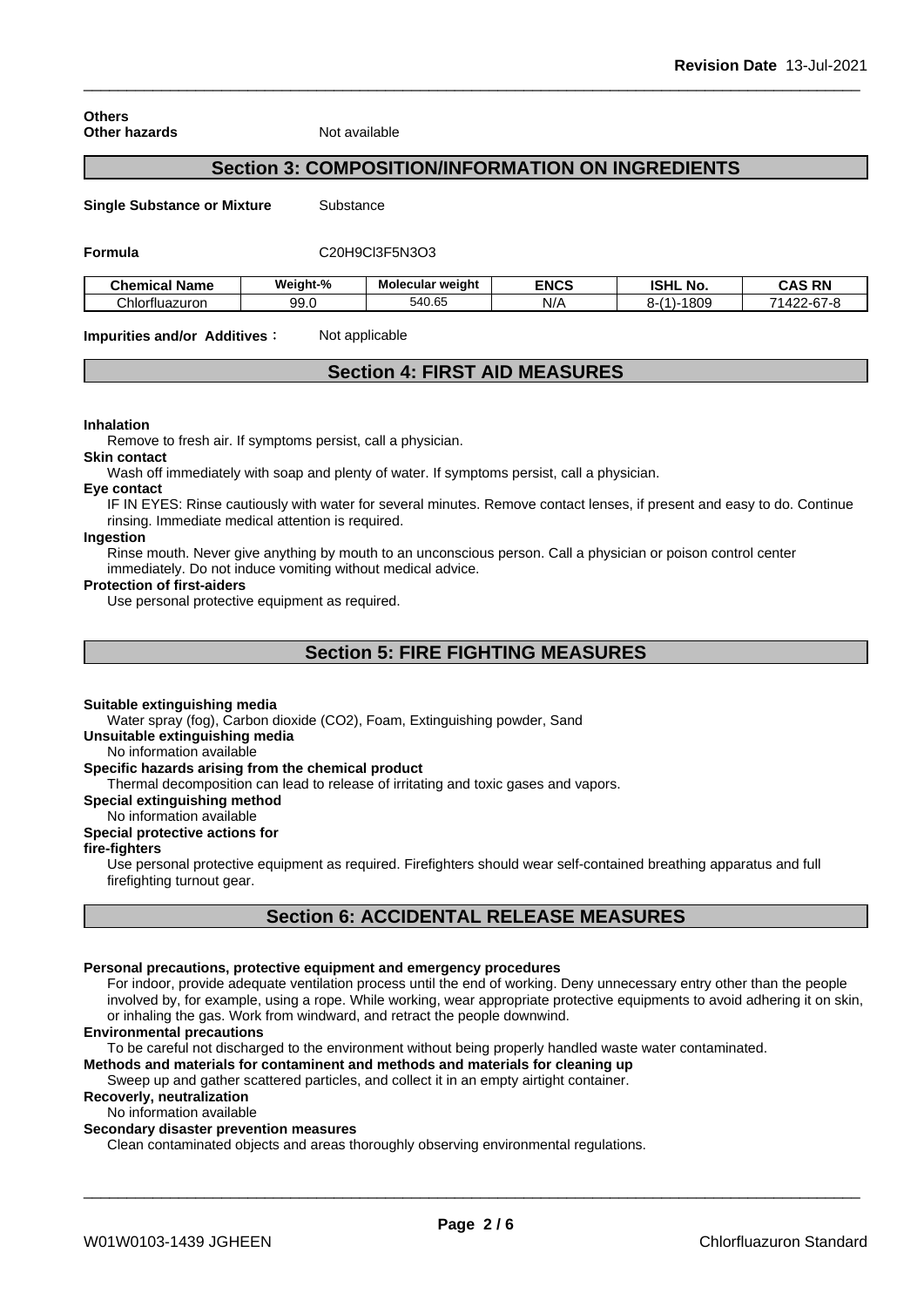**Others**
**Other hazards** Not available

## Section 3: COMPOSITION/INFORMATION ON INGREDIENTS

**Single Substance or Mixture** Substance

**Formula** C20H9Cl3F5N3O3

| Chemical Name | Weight-% | Molecular weight | ENCS | ISHL No. | CAS RN |
|---|---|---|---|---|---|
| Chlorfluazuron | 99.0 | 540.65 | N/A | 8-(1)-1809 | 71422-67-8 |

**Impurities and/or Additives：** Not applicable

## Section 4: FIRST AID MEASURES

**Inhalation**
Remove to fresh air. If symptoms persist, call a physician.

**Skin contact**
Wash off immediately with soap and plenty of water. If symptoms persist, call a physician.

**Eye contact**
IF IN EYES: Rinse cautiously with water for several minutes. Remove contact lenses, if present and easy to do. Continue rinsing. Immediate medical attention is required.

**Ingestion**
Rinse mouth. Never give anything by mouth to an unconscious person. Call a physician or poison control center immediately. Do not induce vomiting without medical advice.

**Protection of first-aiders**
Use personal protective equipment as required.

## Section 5: FIRE FIGHTING MEASURES

**Suitable extinguishing media**
Water spray (fog), Carbon dioxide (CO2), Foam, Extinguishing powder, Sand

**Unsuitable extinguishing media**
No information available

**Specific hazards arising from the chemical product**
Thermal decomposition can lead to release of irritating and toxic gases and vapors.

**Special extinguishing method**
No information available

**Special protective actions for fire-fighters**
Use personal protective equipment as required. Firefighters should wear self-contained breathing apparatus and full firefighting turnout gear.

## Section 6: ACCIDENTAL RELEASE MEASURES

**Personal precautions, protective equipment and emergency procedures**
For indoor, provide adequate ventilation process until the end of working. Deny unnecessary entry other than the people involved by, for example, using a rope. While working, wear appropriate protective equipments to avoid adhering it on skin, or inhaling the gas. Work from windward, and retract the people downwind.

**Environmental precautions**
To be careful not discharged to the environment without being properly handled waste water contaminated.

**Methods and materials for contaminent and methods and materials for cleaning up**
Sweep up and gather scattered particles, and collect it in an empty airtight container.

**Recoverly, neutralization**
No information available

**Secondary disaster prevention measures**
Clean contaminated objects and areas thoroughly observing environmental regulations.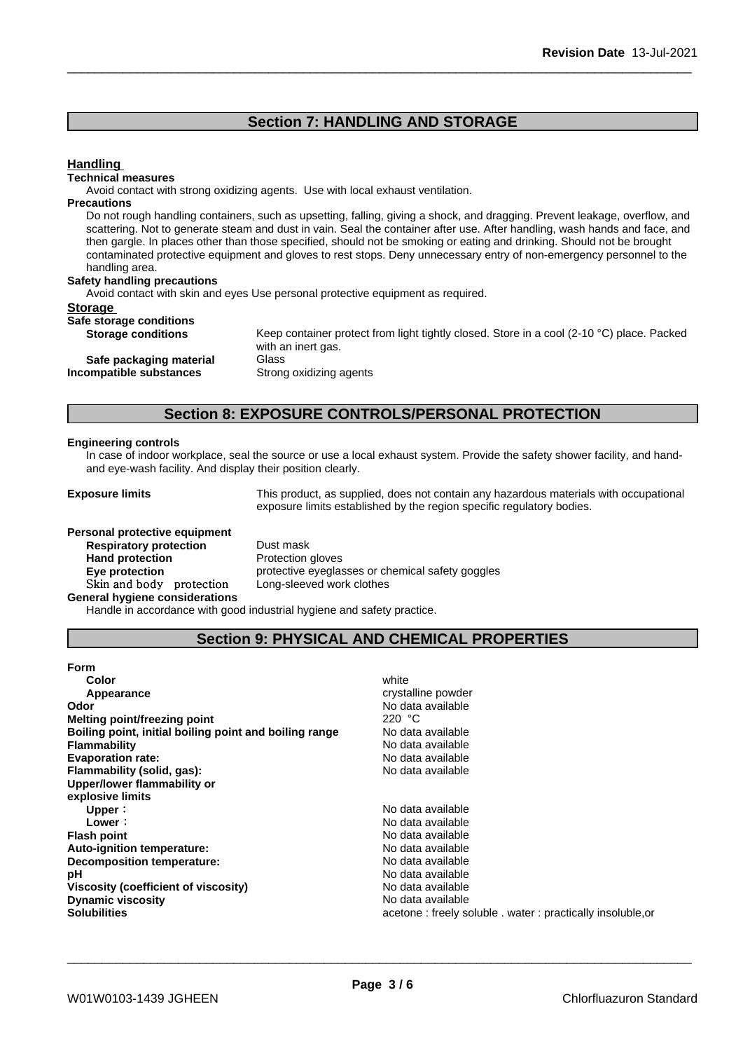## Section 7: HANDLING AND STORAGE

**Handling**

**Technical measures**

Avoid contact with strong oxidizing agents. Use with local exhaust ventilation.

**Precautions**

Do not rough handling containers, such as upsetting, falling, giving a shock, and dragging. Prevent leakage, overflow, and scattering. Not to generate steam and dust in vain. Seal the container after use. After handling, wash hands and face, and then gargle. In places other than those specified, should not be smoking or eating and drinking. Should not be brought contaminated protective equipment and gloves to rest stops. Deny unnecessary entry of non-emergency personnel to the handling area.

**Safety handling precautions**

Avoid contact with skin and eyes Use personal protective equipment as required.

**Storage**

**Safe storage conditions**

**Storage conditions**: Keep container protect from light tightly closed. Store in a cool (2-10 °C) place. Packed with an inert gas.

**Safe packaging material**: Glass

**Incompatible substances**: Strong oxidizing agents

## Section 8: EXPOSURE CONTROLS/PERSONAL PROTECTION

**Engineering controls**

In case of indoor workplace, seal the source or use a local exhaust system. Provide the safety shower facility, and hand- and eye-wash facility. And display their position clearly.

**Exposure limits**: This product, as supplied, does not contain any hazardous materials with occupational exposure limits established by the region specific regulatory bodies.

**Personal protective equipment**

**Respiratory protection**: Dust mask
**Hand protection**: Protection gloves
**Eye protection**: protective eyeglasses or chemical safety goggles
**Skin and body protection**: Long-sleeved work clothes

**General hygiene considerations**

Handle in accordance with good industrial hygiene and safety practice.

## Section 9: PHYSICAL AND CHEMICAL PROPERTIES

**Form**

**Color**: white
**Appearance**: crystalline powder
**Odor**: No data available
**Melting point/freezing point**: 220 °C
**Boiling point, initial boiling point and boiling range**: No data available
**Flammability**: No data available
**Evaporation rate:**: No data available
**Flammability (solid, gas):**: No data available
**Upper/lower flammability or explosive limits**
**Upper：**: No data available
**Lower：**: No data available
**Flash point**: No data available
**Auto-ignition temperature:**: No data available
**Decomposition temperature:**: No data available
**pH**: No data available
**Viscosity (coefficient of viscosity)**: No data available
**Dynamic viscosity**: No data available
**Solubilities**: acetone : freely soluble . water : practically insoluble,or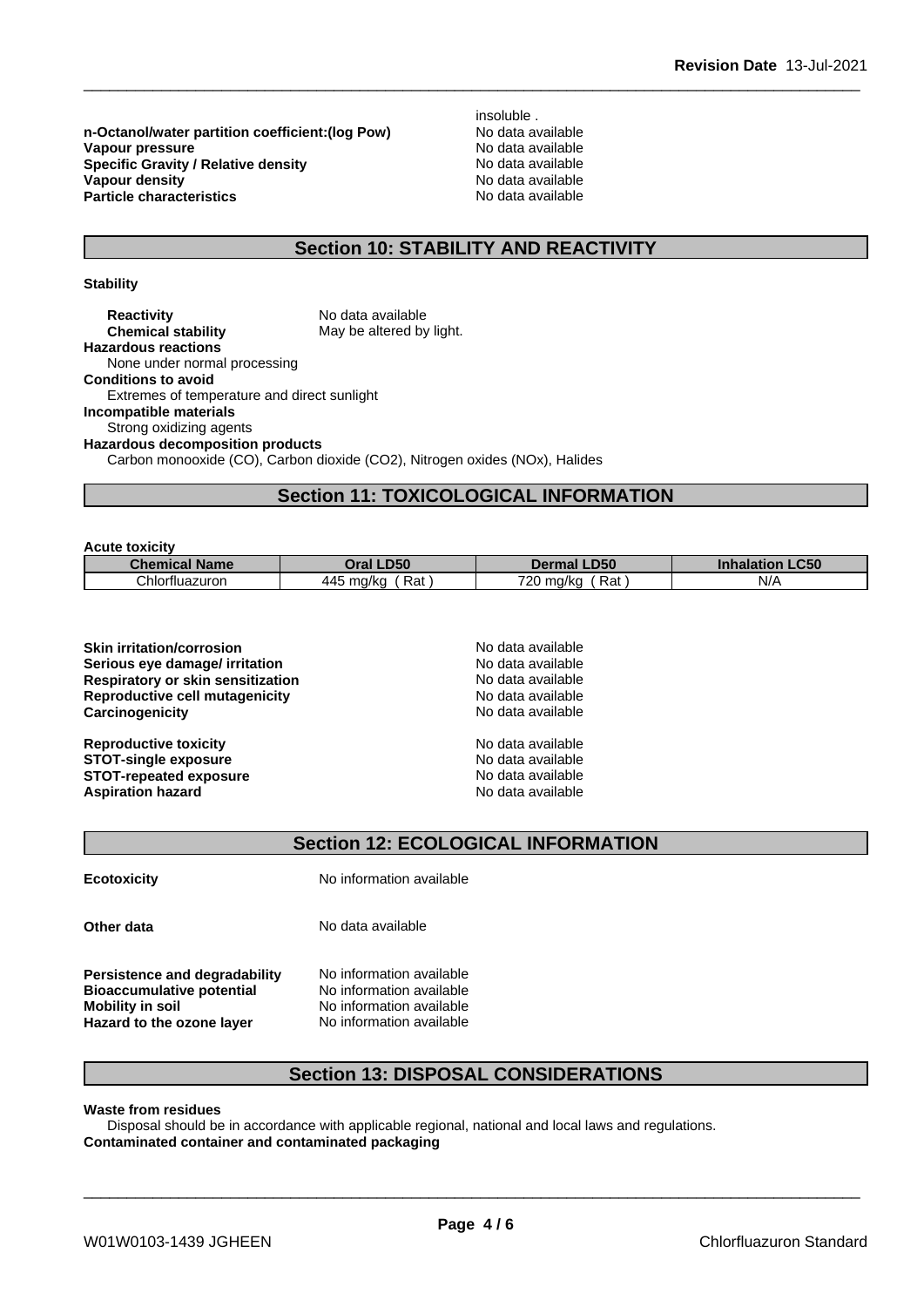insoluble .

**n-Octanol/water partition coefficient:(log Pow)** No data available
**Vapour pressure** No data available
**Specific Gravity / Relative density** No data available
**Vapour density** No data available
**Particle characteristics** No data available

## Section 10: STABILITY AND REACTIVITY

**Stability**

**Reactivity** No data available
**Chemical stability** May be altered by light.

**Hazardous reactions**
None under normal processing

**Conditions to avoid**
Extremes of temperature and direct sunlight

**Incompatible materials**
Strong oxidizing agents

**Hazardous decomposition products**
Carbon monooxide (CO), Carbon dioxide ($CO_2$), Nitrogen oxides (NOx), Halides

## Section 11: TOXICOLOGICAL INFORMATION

**Acute toxicity**

| Chemical Name | Oral LD50 | Dermal LD50 | Inhalation LC50 |
|---|---|---|---|
| Chlorfluazuron | 445 mg/kg ( Rat ) | 720 mg/kg ( Rat ) | N/A |

**Skin irritation/corrosion** No data available
**Serious eye damage/ irritation** No data available
**Respiratory or skin sensitization** No data available
**Reproductive cell mutagenicity** No data available
**Carcinogenicity** No data available

**Reproductive toxicity** No data available
**STOT-single exposure** No data available
**STOT-repeated exposure** No data available
**Aspiration hazard** No data available

## Section 12: ECOLOGICAL INFORMATION

**Ecotoxicity** No information available

**Other data** No data available

**Persistence and degradability** No information available
**Bioaccumulative potential** No information available
**Mobility in soil** No information available
**Hazard to the ozone layer** No information available

## Section 13: DISPOSAL CONSIDERATIONS

**Waste from residues**
Disposal should be in accordance with applicable regional, national and local laws and regulations.

**Contaminated container and contaminated packaging**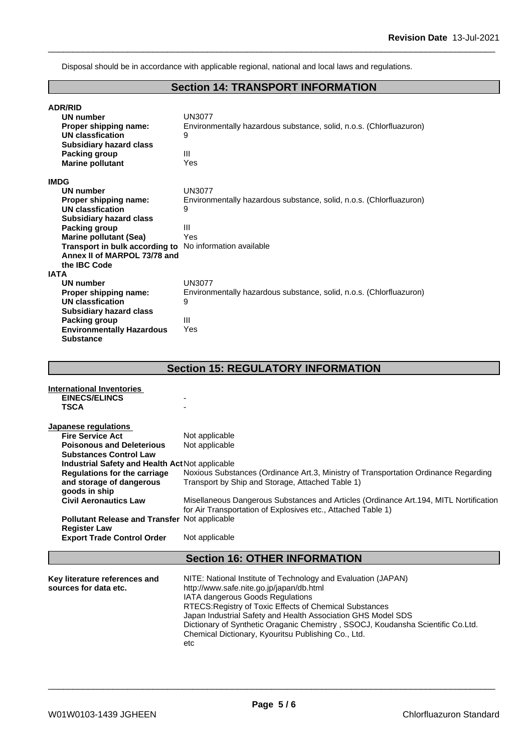Disposal should be in accordance with applicable regional, national and local laws and regulations.

## Section 14: TRANSPORT INFORMATION

**ADR/RID**

| | |
|---|---|
| **UN number** | UN3077 |
| **Proper shipping name:** | Environmentally hazardous substance, solid, n.o.s. (Chlorfluazuron) |
| **UN classfication** | 9 |
| **Subsidiary hazard class** | |
| **Packing group** | III |
| **Marine pollutant** | Yes |

**IMDG**

| | |
|---|---|
| **UN number** | UN3077 |
| **Proper shipping name:** | Environmentally hazardous substance, solid, n.o.s. (Chlorfluazuron) |
| **UN classfication** | 9 |
| **Subsidiary hazard class** | |
| **Packing group** | III |
| **Marine pollutant (Sea)** | Yes |
| **Transport in bulk according to Annex II of MARPOL 73/78 and the IBC Code** | No information available |

**IATA**

| | |
|---|---|
| **UN number** | UN3077 |
| **Proper shipping name:** | Environmentally hazardous substance, solid, n.o.s. (Chlorfluazuron) |
| **UN classfication** | 9 |
| **Subsidiary hazard class** | |
| **Packing group** | III |
| **Environmentally Hazardous Substance** | Yes |

## Section 15: REGULATORY INFORMATION

**International Inventories**

| | |
|---|---|
| **EINECS/ELINCS** | - |
| **TSCA** | - |

**Japanese regulations**

| | |
|---|---|
| **Fire Service Act** | Not applicable |
| **Poisonous and Deleterious Substances Control Law** | Not applicable |
| **Industrial Safety and Health Act** | Not applicable |
| **Regulations for the carriage and storage of dangerous goods in ship** | Noxious Substances (Ordinance Art.3, Ministry of Transportation Ordinance Regarding Transport by Ship and Storage, Attached Table 1) |
| **Civil Aeronautics Law** | Misellaneous Dangerous Substances and Articles (Ordinance Art.194, MITL Nortification for Air Transportation of Explosives etc., Attached Table 1) |
| **Pollutant Release and Transfer Register Law** | Not applicable |
| **Export Trade Control Order** | Not applicable |

## Section 16: OTHER INFORMATION

**Key literature references and sources for data etc.**

NITE: National Institute of Technology and Evaluation (JAPAN)
http://www.safe.nite.go.jp/japan/db.html
IATA dangerous Goods Regulations
RTECS:Registry of Toxic Effects of Chemical Substances
Japan Industrial Safety and Health Association GHS Model SDS
Dictionary of Synthetic Oraganic Chemistry , SSOCJ, Koudansha Scientific Co.Ltd.
Chemical Dictionary, Kyouritsu Publishing Co., Ltd.
etc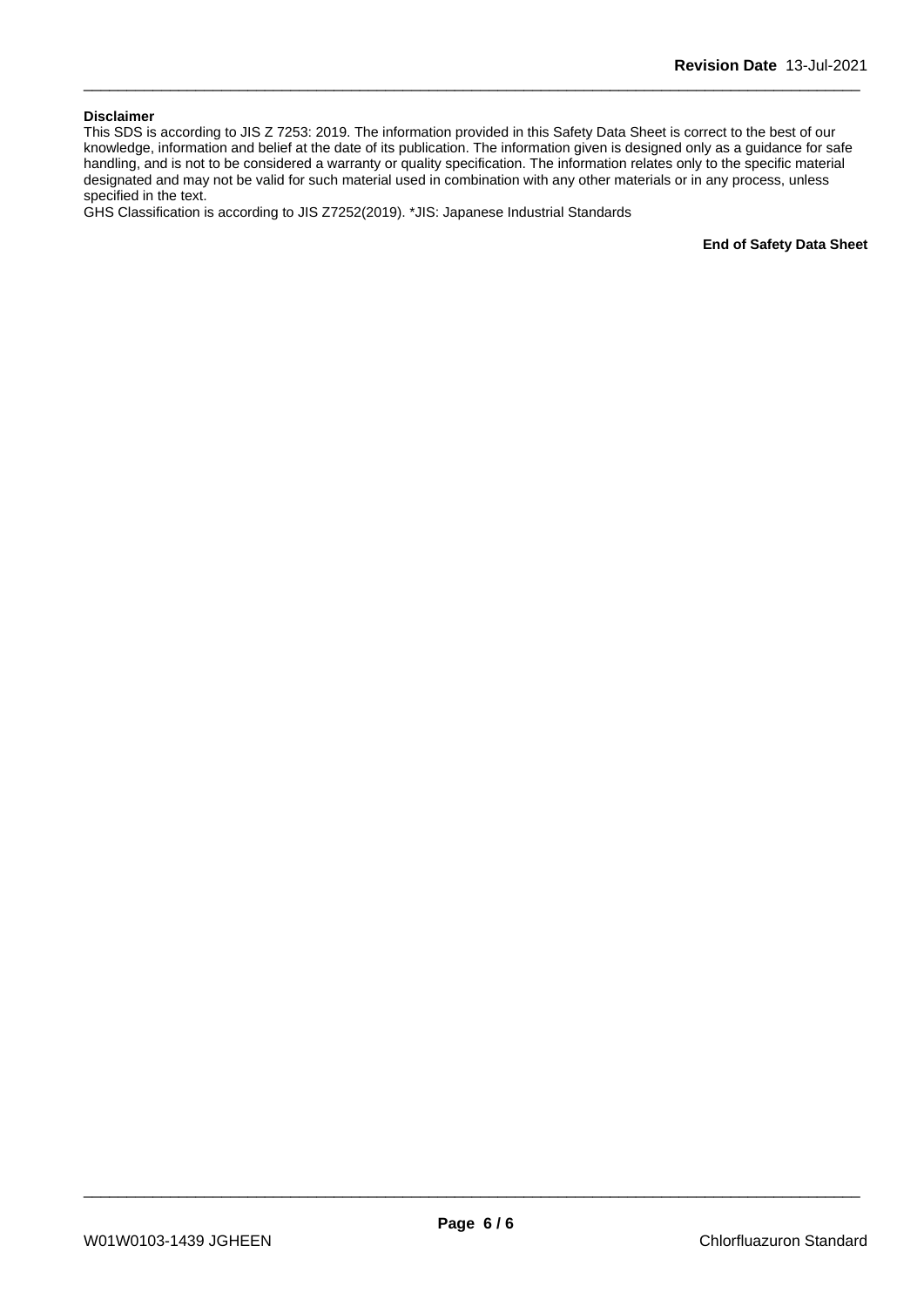**Disclaimer**

This SDS is according to JIS Z 7253: 2019. The information provided in this Safety Data Sheet is correct to the best of our knowledge, information and belief at the date of its publication. The information given is designed only as a guidance for safe handling, and is not to be considered a warranty or quality specification. The information relates only to the specific material designated and may not be valid for such material used in combination with any other materials or in any process, unless specified in the text.

GHS Classification is according to JIS Z7252(2019). *JIS: Japanese Industrial Standards

**End of Safety Data Sheet**